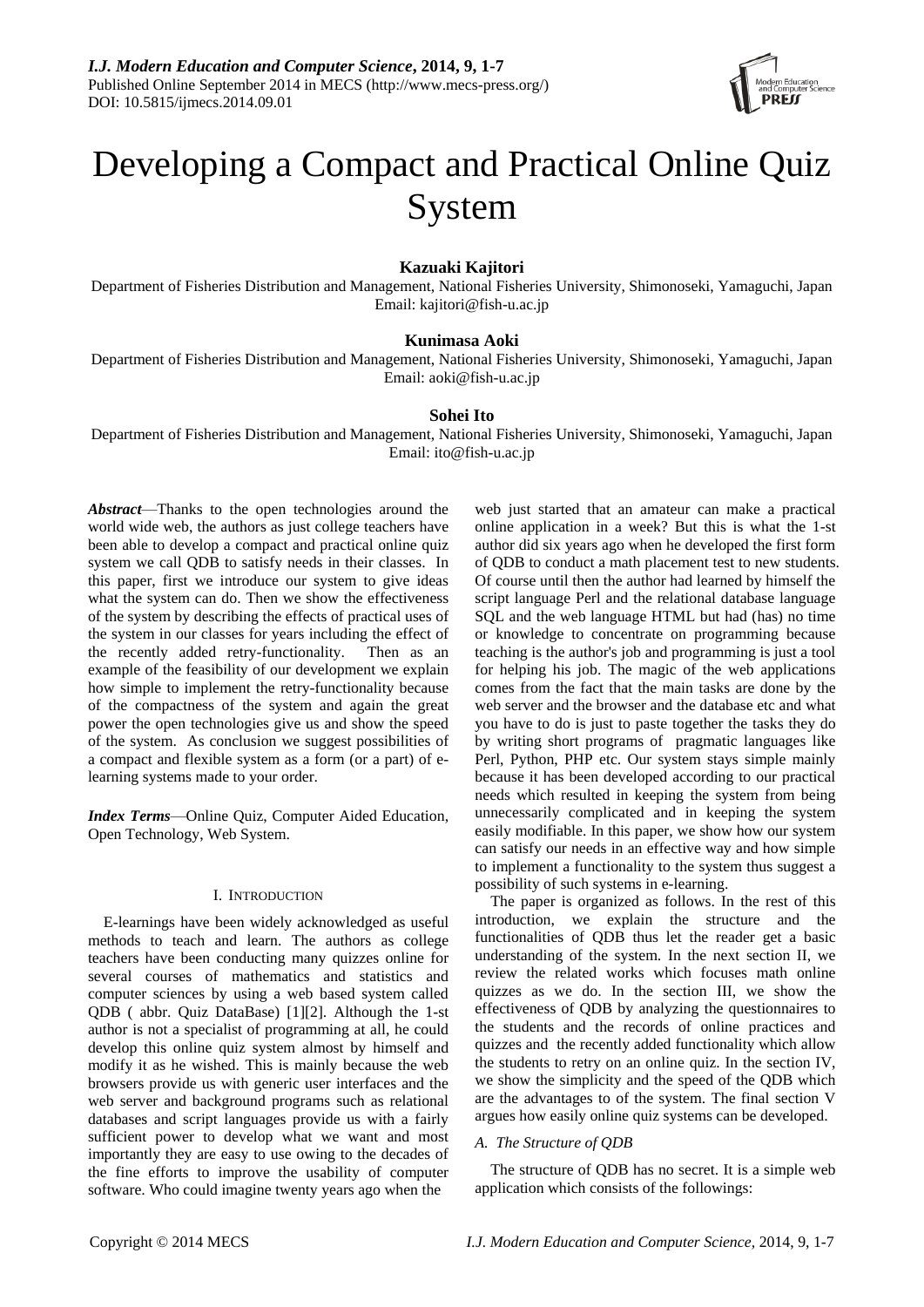# Developing a Compact and Practical Online Quiz System

**Kazuaki Kajitori**

Department of Fisheries Distribution and Management, National Fisheries University, Shimonoseki, Yamaguchi, Japan
Email: kajitori@fish-u.ac.jp

**Kunimasa Aoki**

Department of Fisheries Distribution and Management, National Fisheries University, Shimonoseki, Yamaguchi, Japan
Email: aoki@fish-u.ac.jp

**Sohei Ito**

Department of Fisheries Distribution and Management, National Fisheries University, Shimonoseki, Yamaguchi, Japan
Email: ito@fish-u.ac.jp

***Abstract***—Thanks to the open technologies around the world wide web, the authors as just college teachers have been able to develop a compact and practical online quiz system we call QDB to satisfy needs in their classes. In this paper, first we introduce our system to give ideas what the system can do. Then we show the effectiveness of the system by describing the effects of practical uses of the system in our classes for years including the effect of the recently added retry-functionality. Then as an example of the feasibility of our development we explain how simple to implement the retry-functionality because of the compactness of the system and again the great power the open technologies give us and show the speed of the system. As conclusion we suggest possibilities of a compact and flexible system as a form (or a part) of e-learning systems made to your order.

***Index Terms***—Online Quiz, Computer Aided Education, Open Technology, Web System.

## I. Introduction

E-learnings have been widely acknowledged as useful methods to teach and learn. The authors as college teachers have been conducting many quizzes online for several courses of mathematics and statistics and computer sciences by using a web based system called QDB ( abbr. Quiz DataBase) [1][2]. Although the 1-st author is not a specialist of programming at all, he could develop this online quiz system almost by himself and modify it as he wished. This is mainly because the web browsers provide us with generic user interfaces and the web server and background programs such as relational databases and script languages provide us with a fairly sufficient power to develop what we want and most importantly they are easy to use owing to the decades of the fine efforts to improve the usability of computer software. Who could imagine twenty years ago when the web just started that an amateur can make a practical online application in a week? But this is what the 1-st author did six years ago when he developed the first form of QDB to conduct a math placement test to new students. Of course until then the author had learned by himself the script language Perl and the relational database language SQL and the web language HTML but had (has) no time or knowledge to concentrate on programming because teaching is the author's job and programming is just a tool for helping his job. The magic of the web applications comes from the fact that the main tasks are done by the web server and the browser and the database etc and what you have to do is just to paste together the tasks they do by writing short programs of pragmatic languages like Perl, Python, PHP etc. Our system stays simple mainly because it has been developed according to our practical needs which resulted in keeping the system from being unnecessarily complicated and in keeping the system easily modifiable. In this paper, we show how our system can satisfy our needs in an effective way and how simple to implement a functionality to the system thus suggest a possibility of such systems in e-learning.

The paper is organized as follows. In the rest of this introduction, we explain the structure and the functionalities of QDB thus let the reader get a basic understanding of the system. In the next section II, we review the related works which focuses math online quizzes as we do. In the section III, we show the effectiveness of QDB by analyzing the questionnaires to the students and the records of online practices and quizzes and the recently added functionality which allow the students to retry on an online quiz. In the section IV, we show the simplicity and the speed of the QDB which are the advantages to of the system. The final section V argues how easily online quiz systems can be developed.

### A. The Structure of QDB

The structure of QDB has no secret. It is a simple web application which consists of the followings: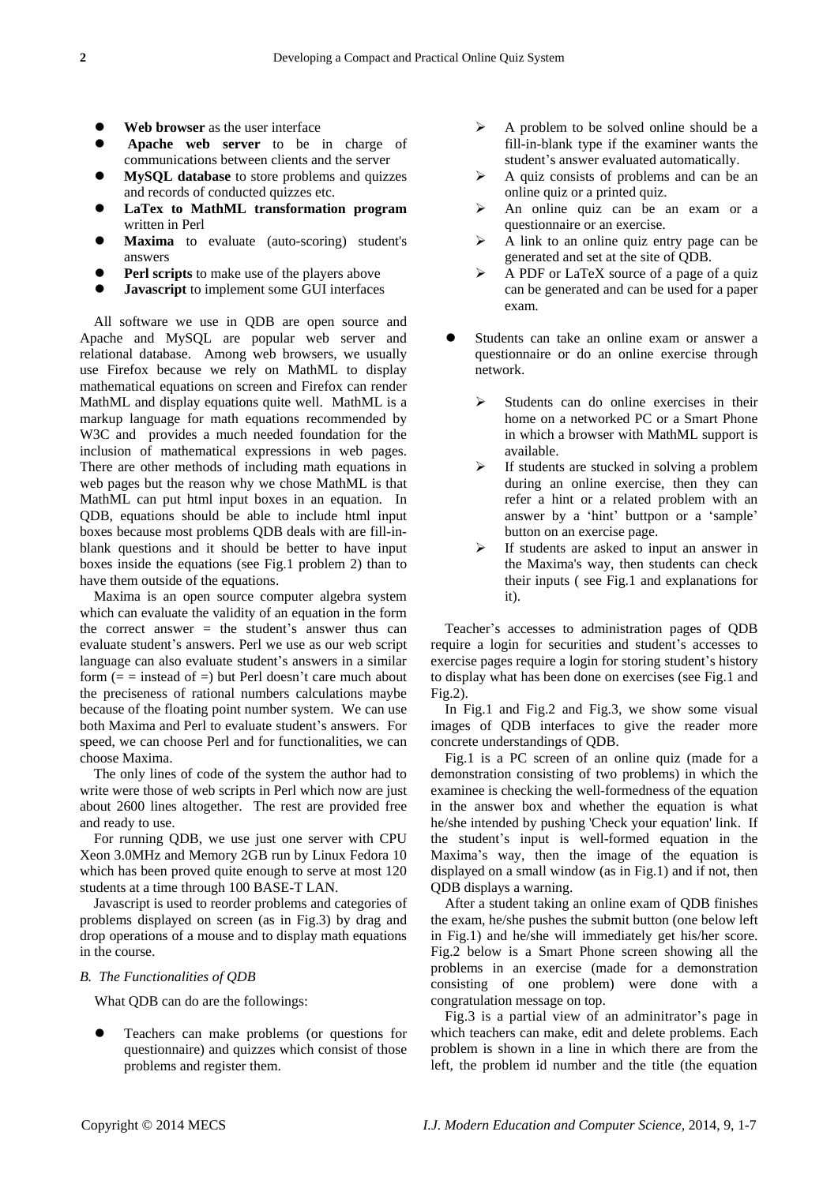- **Web browser** as the user interface
- **Apache web server** to be in charge of communications between clients and the server
- **MySQL database** to store problems and quizzes and records of conducted quizzes etc.
- **LaTex to MathML transformation program** written in Perl
- **Maxima** to evaluate (auto-scoring) student's answers
- **Perl scripts** to make use of the players above
- **Javascript** to implement some GUI interfaces

All software we use in QDB are open source and Apache and MySQL are popular web server and relational database. Among web browsers, we usually use Firefox because we rely on MathML to display mathematical equations on screen and Firefox can render MathML and display equations quite well. MathML is a markup language for math equations recommended by W3C and provides a much needed foundation for the inclusion of mathematical expressions in web pages. There are other methods of including math equations in web pages but the reason why we chose MathML is that MathML can put html input boxes in an equation. In QDB, equations should be able to include html input boxes because most problems QDB deals with are fill-in-blank questions and it should be better to have input boxes inside the equations (see Fig.1 problem 2) than to have them outside of the equations.

Maxima is an open source computer algebra system which can evaluate the validity of an equation in the form the correct answer = the student's answer thus can evaluate student's answers. Perl we use as our web script language can also evaluate student's answers in a similar form (= = instead of =) but Perl doesn't care much about the preciseness of rational numbers calculations maybe because of the floating point number system. We can use both Maxima and Perl to evaluate student's answers. For speed, we can choose Perl and for functionalities, we can choose Maxima.

The only lines of code of the system the author had to write were those of web scripts in Perl which now are just about 2600 lines altogether. The rest are provided free and ready to use.

For running QDB, we use just one server with CPU Xeon 3.0MHz and Memory 2GB run by Linux Fedora 10 which has been proved quite enough to serve at most 120 students at a time through 100 BASE-T LAN.

Javascript is used to reorder problems and categories of problems displayed on screen (as in Fig.3) by drag and drop operations of a mouse and to display math equations in the course.

### *B. The Functionalities of QDB*

What QDB can do are the followings:

- Teachers can make problems (or questions for questionnaire) and quizzes which consist of those problems and register them.
  - A problem to be solved online should be a fill-in-blank type if the examiner wants the student's answer evaluated automatically.
  - A quiz consists of problems and can be an online quiz or a printed quiz.
  - An online quiz can be an exam or a questionnaire or an exercise.
  - A link to an online quiz entry page can be generated and set at the site of QDB.
  - A PDF or LaTeX source of a page of a quiz can be generated and can be used for a paper exam.
- Students can take an online exam or answer a questionnaire or do an online exercise through network.
  - Students can do online exercises in their home on a networked PC or a Smart Phone in which a browser with MathML support is available.
  - If students are stucked in solving a problem during an online exercise, then they can refer a hint or a related problem with an answer by a 'hint' buttpon or a 'sample' button on an exercise page.
  - If students are asked to input an answer in the Maxima's way, then students can check their inputs ( see Fig.1 and explanations for it).

Teacher's accesses to administration pages of QDB require a login for securities and student's accesses to exercise pages require a login for storing student's history to display what has been done on exercises (see Fig.1 and Fig.2).

In Fig.1 and Fig.2 and Fig.3, we show some visual images of QDB interfaces to give the reader more concrete understandings of QDB.

Fig.1 is a PC screen of an online quiz (made for a demonstration consisting of two problems) in which the examinee is checking the well-formedness of the equation in the answer box and whether the equation is what he/she intended by pushing 'Check your equation' link. If the student's input is well-formed equation in the Maxima's way, then the image of the equation is displayed on a small window (as in Fig.1) and if not, then QDB displays a warning.

After a student taking an online exam of QDB finishes the exam, he/she pushes the submit button (one below left in Fig.1) and he/she will immediately get his/her score. Fig.2 below is a Smart Phone screen showing all the problems in an exercise (made for a demonstration consisting of one problem) were done with a congratulation message on top.

Fig.3 is a partial view of an adminitrator's page in which teachers can make, edit and delete problems. Each problem is shown in a line in which there are from the left, the problem id number and the title (the equation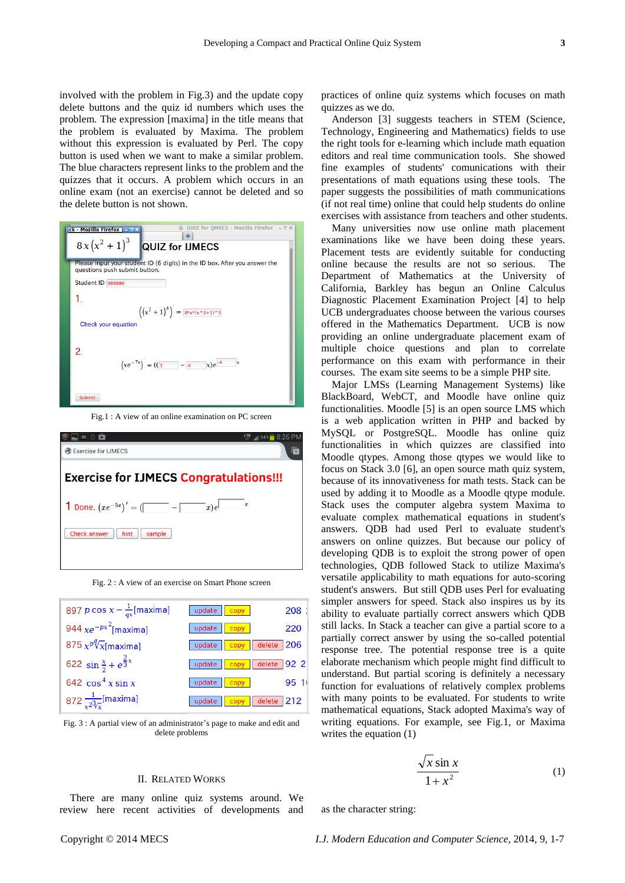involved with the problem in Fig.3) and the update copy delete buttons and the quiz id numbers which uses the problem. The expression [maxima] in the title means that the problem is evaluated by Maxima. The problem without this expression is evaluated by Perl. The copy button is used when we want to make a similar problem. The blue characters represent links to the problem and the quizzes that it occurs. A problem which occurs in an online exam (not an exercise) cannot be deleted and so the delete button is not shown.

Fig.1 : A view of an online examination on PC screen

Fig. 2 : A view of an exercise on Smart Phone screen

Fig. 3 : A partial view of an administrator's page to make and edit and delete problems

## II. Related Works

There are many online quiz systems around. We review here recent activities of developments and practices of online quiz systems which focuses on math quizzes as we do.

Anderson [3] suggests teachers in STEM (Science, Technology, Engineering and Mathematics) fields to use the right tools for e-learning which include math equation editors and real time communication tools. She showed fine examples of students' comunications with their presentations of math equations using these tools. The paper suggests the possibilities of math communications (if not real time) online that could help students do online exercises with assistance from teachers and other students.

Many universities now use online math placement examinations like we have been doing these years. Placement tests are evidently suitable for conducting online because the results are not so serious. The Department of Mathematics at the University of California, Barkley has begun an Online Calculus Diagnostic Placement Examination Project [4] to help UCB undergraduates choose between the various courses offered in the Mathematics Department. UCB is now providing an online undergraduate placement exam of multiple choice questions and plan to correlate performance on this exam with performance in their courses. The exam site seems to be a simple PHP site.

Major LMSs (Learning Management Systems) like BlackBoard, WebCT, and Moodle have online quiz functionalities. Moodle [5] is an open source LMS which is a web application written in PHP and backed by MySQL or PostgreSQL. Moodle has online quiz functionalities in which quizzes are classified into Moodle qtypes. Among those qtypes we would like to focus on Stack 3.0 [6], an open source math quiz system, because of its innovativeness for math tests. Stack can be used by adding it to Moodle as a Moodle qtype module. Stack uses the computer algebra system Maxima to evaluate complex mathematical equations in student's answers. QDB had used Perl to evaluate student's answers on online quizzes. But because our policy of developing QDB is to exploit the strong power of open technologies, QDB followed Stack to utilize Maxima's versatile applicability to math equations for auto-scoring student's answers. But still QDB uses Perl for evaluating simpler answers for speed. Stack also inspires us by its ability to evaluate partially correct answers which QDB still lacks. In Stack a teacher can give a partial score to a partially correct answer by using the so-called potential response tree. The potential response tree is a quite elaborate mechanism which people might find difficult to understand. But partial scoring is definitely a necessary function for evaluations of relatively complex problems with many points to be evaluated. For students to write mathematical equations, Stack adopted Maxima's way of writing equations. For example, see Fig.1, or Maxima writes the equation (1)

$$\frac{\sqrt{x}\sin x}{1+x^2} \tag{1}$$

as the character string: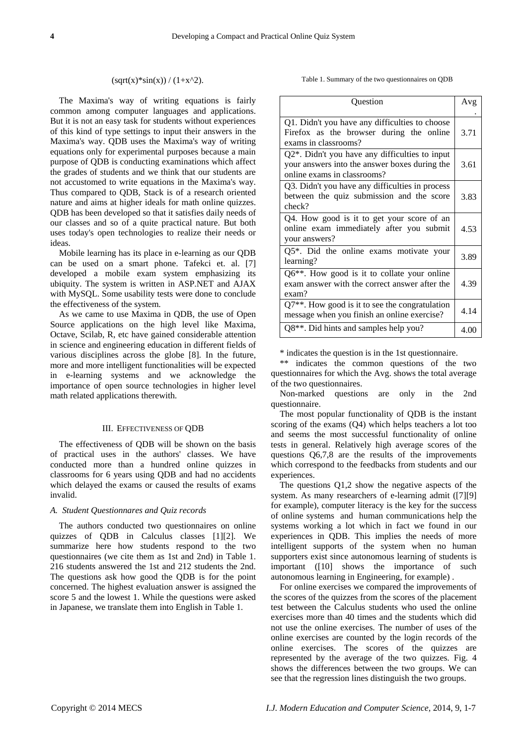(sqrt(x)*sin(x)) / (1+x^2).

The Maxima's way of writing equations is fairly common among computer languages and applications. But it is not an easy task for students without experiences of this kind of type settings to input their answers in the Maxima's way. QDB uses the Maxima's way of writing equations only for experimental purposes because a main purpose of QDB is conducting examinations which affect the grades of students and we think that our students are not accustomed to write equations in the Maxima's way. Thus compared to QDB, Stack is of a research oriented nature and aims at higher ideals for math online quizzes. QDB has been developed so that it satisfies daily needs of our classes and so of a quite practical nature. But both uses today's open technologies to realize their needs or ideas.

Mobile learning has its place in e-learning as our QDB can be used on a smart phone. Tafekci et. al. [7] developed a mobile exam system emphasizing its ubiquity. The system is written in ASP.NET and AJAX with MySQL. Some usability tests were done to conclude the effectiveness of the system.

As we came to use Maxima in QDB, the use of Open Source applications on the high level like Maxima, Octave, Scilab, R, etc have gained considerable attention in science and engineering education in different fields of various disciplines across the globe [8]. In the future, more and more intelligent functionalities will be expected in e-learning systems and we acknowledge the importance of open source technologies in higher level math related applications therewith.

## III. Effectiveness of QDB

The effectiveness of QDB will be shown on the basis of practical uses in the authors' classes. We have conducted more than a hundred online quizzes in classrooms for 6 years using QDB and had no accidents which delayed the exams or caused the results of exams invalid.

### *A. Student Questionnares and Quiz records*

The authors conducted two questionnaires on online quizzes of QDB in Calculus classes [1][2]. We summarize here how students respond to the two questionnaires (we cite them as 1st and 2nd) in Table 1. 216 students answered the 1st and 212 students the 2nd. The questions ask how good the QDB is for the point concerned. The highest evaluation answer is assigned the score 5 and the lowest 1. While the questions were asked in Japanese, we translate them into English in Table 1.

Table 1. Summary of the two questionnaires on QDB

| Question | Avg. |
|---|---|
| Q1. Didn't you have any difficulties to choose Firefox as the browser during the online exams in classrooms? | 3.71 |
| Q2*. Didn't you have any difficulties to input your answers into the answer boxes during the online exams in classrooms? | 3.61 |
| Q3. Didn't you have any difficulties in process between the quiz submission and the score check? | 3.83 |
| Q4. How good is it to get your score of an online exam immediately after you submit your answers? | 4.53 |
| Q5*. Did the online exams motivate your learning? | 3.89 |
| Q6**. How good is it to collate your online exam answer with the correct answer after the exam? | 4.39 |
| Q7**. How good is it to see the congratulation message when you finish an online exercise? | 4.14 |
| Q8**. Did hints and samples help you? | 4.00 |

\* indicates the question is in the 1st questionnaire.

** indicates the common questions of the two questionnaires for which the Avg. shows the total average of the two questionnaires.

Non-marked questions are only in the 2nd questionnaire.

The most popular functionality of QDB is the instant scoring of the exams (Q4) which helps teachers a lot too and seems the most successful functionality of online tests in general. Relatively high average scores of the questions Q6,7,8 are the results of the improvements which correspond to the feedbacks from students and our experiences.

The questions Q1,2 show the negative aspects of the system. As many researchers of e-learning admit ([7][9] for example), computer literacy is the key for the success of online systems and human communications help the systems working a lot which in fact we found in our experiences in QDB. This implies the needs of more intelligent supports of the system when no human supporters exist since autonomous learning of students is important ([10] shows the importance of such autonomous learning in Engineering, for example) .

For online exercises we compared the improvements of the scores of the quizzes from the scores of the placement test between the Calculus students who used the online exercises more than 40 times and the students which did not use the online exercises. The number of uses of the online exercises are counted by the login records of the online exercises. The scores of the quizzes are represented by the average of the two quizzes. Fig. 4 shows the differences between the two groups. We can see that the regression lines distinguish the two groups.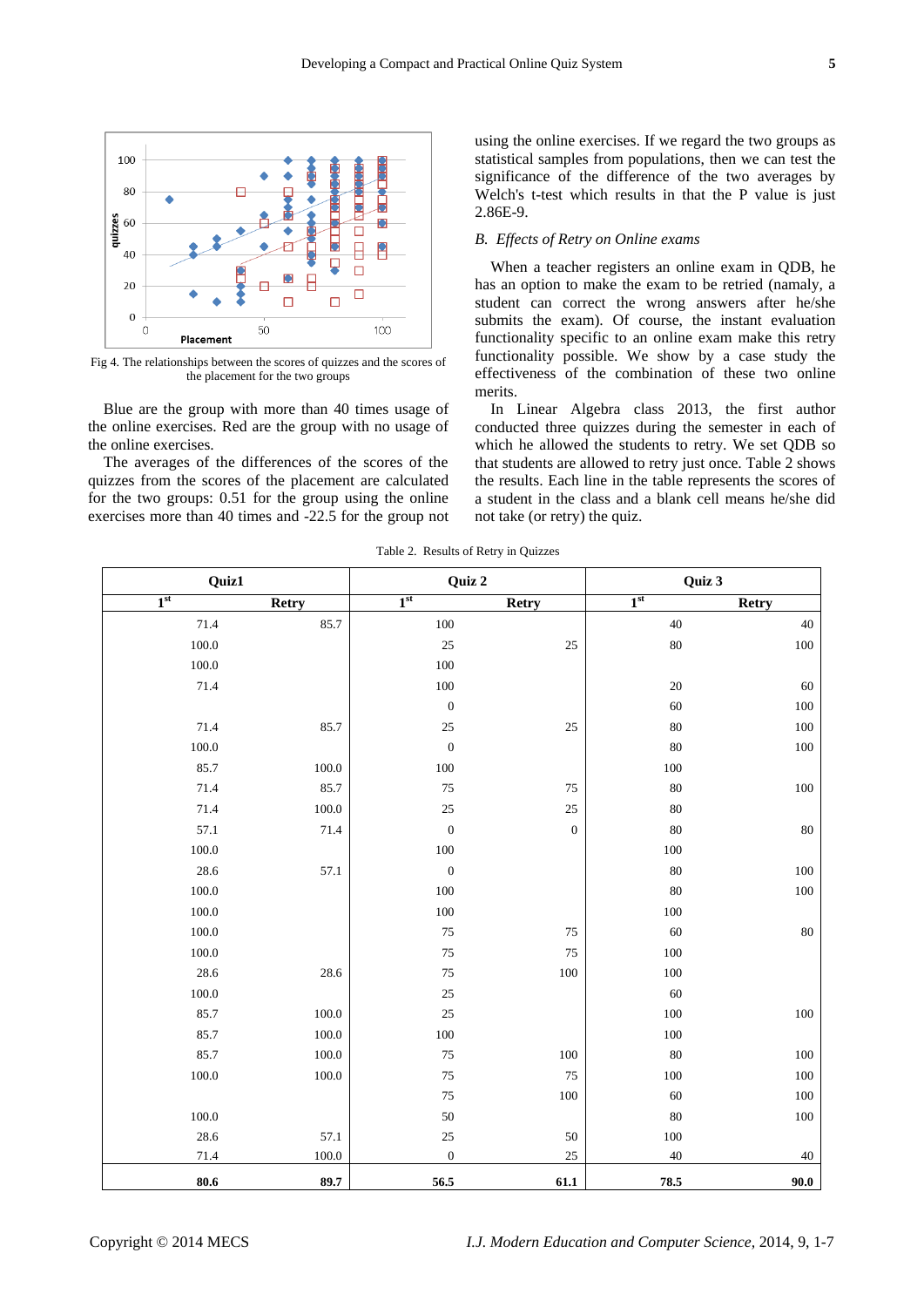Fig 4. The relationships between the scores of quizzes and the scores of the placement for the two groups

Blue are the group with more than 40 times usage of the online exercises. Red are the group with no usage of the online exercises.

The averages of the differences of the scores of the quizzes from the scores of the placement are calculated for the two groups: 0.51 for the group using the online exercises more than 40 times and -22.5 for the group not using the online exercises. If we regard the two groups as statistical samples from populations, then we can test the significance of the difference of the two averages by Welch's t-test which results in that the P value is just 2.86E-9.

### *B. Effects of Retry on Online exams*

When a teacher registers an online exam in QDB, he has an option to make the exam to be retried (namaly, a student can correct the wrong answers after he/she submits the exam). Of course, the instant evaluation functionality specific to an online exam make this retry functionality possible. We show by a case study the effectiveness of the combination of these two online merits.

In Linear Algebra class 2013, the first author conducted three quizzes during the semester in each of which he allowed the students to retry. We set QDB so that students are allowed to retry just once. Table 2 shows the results. Each line in the table represents the scores of a student in the class and a blank cell means he/she did not take (or retry) the quiz.

Table 2. Results of Retry in Quizzes

| Quiz1 | | Quiz 2 | | Quiz 3 | |
|---|---|---|---|---|---|
| 1st | Retry | 1st | Retry | 1st | Retry |
| 71.4 | 85.7 | 100 | | 40 | 40 |
| 100.0 | | 25 | 25 | 80 | 100 |
| 100.0 | | 100 | | | |
| 71.4 | | 100 | | 20 | 60 |
| | | 0 | | 60 | 100 |
| 71.4 | 85.7 | 25 | 25 | 80 | 100 |
| 100.0 | | 0 | | 80 | 100 |
| 85.7 | 100.0 | 100 | | 100 | |
| 71.4 | 85.7 | 75 | 75 | 80 | 100 |
| 71.4 | 100.0 | 25 | 25 | 80 | |
| 57.1 | 71.4 | 0 | 0 | 80 | 80 |
| 100.0 | | 100 | | 100 | |
| 28.6 | 57.1 | 0 | | 80 | 100 |
| 100.0 | | 100 | | 80 | 100 |
| 100.0 | | 100 | | 100 | |
| 100.0 | | 75 | 75 | 60 | 80 |
| 100.0 | | 75 | 75 | 100 | |
| 28.6 | 28.6 | 75 | 100 | 100 | |
| 100.0 | | 25 | | 60 | |
| 85.7 | 100.0 | 25 | | 100 | 100 |
| 85.7 | 100.0 | 100 | | 100 | |
| 85.7 | 100.0 | 75 | 100 | 80 | 100 |
| 100.0 | 100.0 | 75 | 75 | 100 | 100 |
| | | 75 | 100 | 60 | 100 |
| 100.0 | | 50 | | 80 | 100 |
| 28.6 | 57.1 | 25 | 50 | 100 | |
| 71.4 | 100.0 | 0 | 25 | 40 | 40 |
| **80.6** | **89.7** | **56.5** | **61.1** | **78.5** | **90.0** |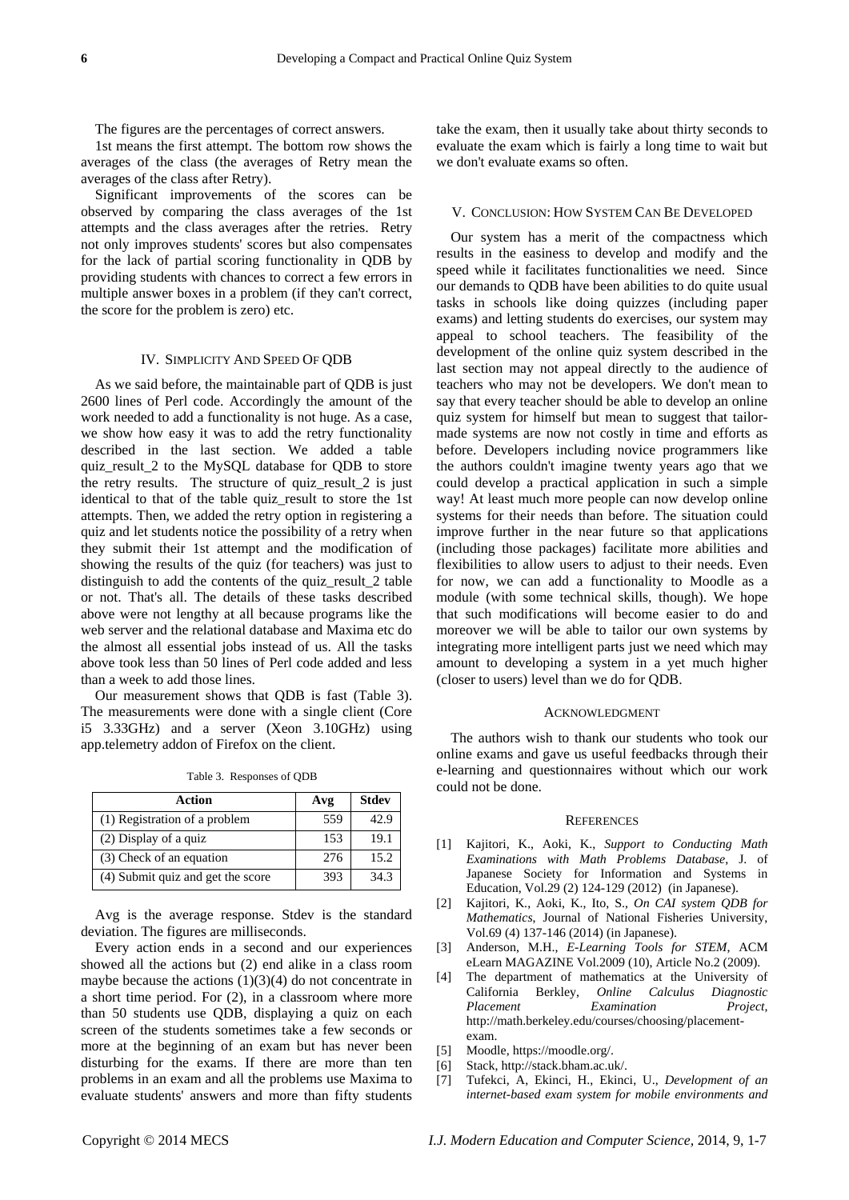The figures are the percentages of correct answers.

1st means the first attempt. The bottom row shows the averages of the class (the averages of Retry mean the averages of the class after Retry).

Significant improvements of the scores can be observed by comparing the class averages of the 1st attempts and the class averages after the retries. Retry not only improves students' scores but also compensates for the lack of partial scoring functionality in QDB by providing students with chances to correct a few errors in multiple answer boxes in a problem (if they can't correct, the score for the problem is zero) etc.

## IV. Simplicity And Speed Of QDB

As we said before, the maintainable part of QDB is just 2600 lines of Perl code. Accordingly the amount of the work needed to add a functionality is not huge. As a case, we show how easy it was to add the retry functionality described in the last section. We added a table quiz_result_2 to the MySQL database for QDB to store the retry results. The structure of quiz_result_2 is just identical to that of the table quiz_result to store the 1st attempts. Then, we added the retry option in registering a quiz and let students notice the possibility of a retry when they submit their 1st attempt and the modification of showing the results of the quiz (for teachers) was just to distinguish to add the contents of the quiz_result_2 table or not. That's all. The details of these tasks described above were not lengthy at all because programs like the web server and the relational database and Maxima etc do the almost all essential jobs instead of us. All the tasks above took less than 50 lines of Perl code added and less than a week to add those lines.

Our measurement shows that QDB is fast (Table 3). The measurements were done with a single client (Core i5 3.33GHz) and a server (Xeon 3.10GHz) using app.telemetry addon of Firefox on the client.

Table 3. Responses of QDB

| Action | Avg | Stdev |
|---|---|---|
| (1) Registration of a problem | 559 | 42.9 |
| (2) Display of a quiz | 153 | 19.1 |
| (3) Check of an equation | 276 | 15.2 |
| (4) Submit quiz and get the score | 393 | 34.3 |

Avg is the average response. Stdev is the standard deviation. The figures are milliseconds.

Every action ends in a second and our experiences showed all the actions but (2) end alike in a class room maybe because the actions (1)(3)(4) do not concentrate in a short time period. For (2), in a classroom where more than 50 students use QDB, displaying a quiz on each screen of the students sometimes take a few seconds or more at the beginning of an exam but has never been disturbing for the exams. If there are more than ten problems in an exam and all the problems use Maxima to evaluate students' answers and more than fifty students take the exam, then it usually take about thirty seconds to evaluate the exam which is fairly a long time to wait but we don't evaluate exams so often.

## V. Conclusion: How System Can Be Developed

Our system has a merit of the compactness which results in the easiness to develop and modify and the speed while it facilitates functionalities we need. Since our demands to QDB have been abilities to do quite usual tasks in schools like doing quizzes (including paper exams) and letting students do exercises, our system may appeal to school teachers. The feasibility of the development of the online quiz system described in the last section may not appeal directly to the audience of teachers who may not be developers. We don't mean to say that every teacher should be able to develop an online quiz system for himself but mean to suggest that tailor-made systems are now not costly in time and efforts as before. Developers including novice programmers like the authors couldn't imagine twenty years ago that we could develop a practical application in such a simple way! At least much more people can now develop online systems for their needs than before. The situation could improve further in the near future so that applications (including those packages) facilitate more abilities and flexibilities to allow users to adjust to their needs. Even for now, we can add a functionality to Moodle as a module (with some technical skills, though). We hope that such modifications will become easier to do and moreover we will be able to tailor our own systems by integrating more intelligent parts just we need which may amount to developing a system in a yet much higher (closer to users) level than we do for QDB.

## Acknowledgment

The authors wish to thank our students who took our online exams and gave us useful feedbacks through their e-learning and questionnaires without which our work could not be done.

## References

- [1] Kajitori, K., Aoki, K., *Support to Conducting Math Examinations with Math Problems Database*, J. of Japanese Society for Information and Systems in Education, Vol.29 (2) 124-129 (2012) (in Japanese).
- [2] Kajitori, K., Aoki, K., Ito, S., *On CAI system QDB for Mathematics*, Journal of National Fisheries University, Vol.69 (4) 137-146 (2014) (in Japanese).
- [3] Anderson, M.H., *E-Learning Tools for STEM*, ACM eLearn MAGAZINE Vol.2009 (10), Article No.2 (2009).
- [4] The department of mathematics at the University of California Berkley, *Online Calculus Diagnostic Placement Examination Project*, http://math.berkeley.edu/courses/choosing/placement-exam.
- [5] Moodle, https://moodle.org/.
- [6] Stack, http://stack.bham.ac.uk/.
- [7] Tufekci, A, Ekinci, H., Ekinci, U., *Development of an internet-based exam system for mobile environments and*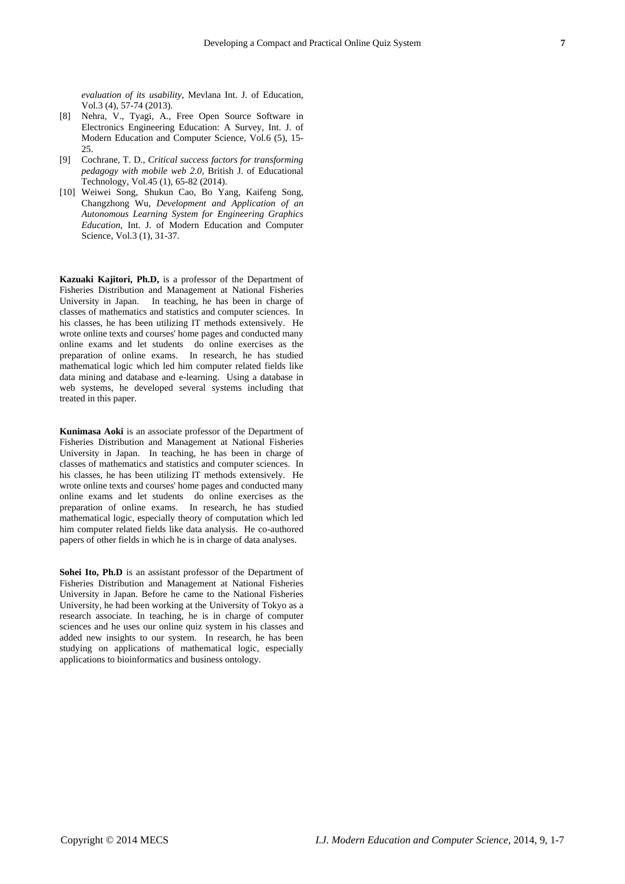*evaluation of its usability*, Mevlana Int. J. of Education, Vol.3 (4), 57-74 (2013).

[8] Nehra, V., Tyagi, A., Free Open Source Software in Electronics Engineering Education: A Survey, Int. J. of Modern Education and Computer Science, Vol.6 (5), 15-25.

[9] Cochrane, T. D., *Critical success factors for transforming pedagogy with mobile web 2.0*, British J. of Educational Technology, Vol.45 (1), 65-82 (2014).

[10] Weiwei Song, Shukun Cao, Bo Yang, Kaifeng Song, Changzhong Wu, *Development and Application of an Autonomous Learning System for Engineering Graphics Education*, Int. J. of Modern Education and Computer Science, Vol.3 (1), 31-37.

**Kazuaki Kajitori, Ph.D,** is a professor of the Department of Fisheries Distribution and Management at National Fisheries University in Japan. In teaching, he has been in charge of classes of mathematics and statistics and computer sciences. In his classes, he has been utilizing IT methods extensively. He wrote online texts and courses' home pages and conducted many online exams and let students do online exercises as the preparation of online exams. In research, he has studied mathematical logic which led him computer related fields like data mining and database and e-learning. Using a database in web systems, he developed several systems including that treated in this paper.

**Kunimasa Aoki** is an associate professor of the Department of Fisheries Distribution and Management at National Fisheries University in Japan. In teaching, he has been in charge of classes of mathematics and statistics and computer sciences. In his classes, he has been utilizing IT methods extensively. He wrote online texts and courses' home pages and conducted many online exams and let students do online exercises as the preparation of online exams. In research, he has studied mathematical logic, especially theory of computation which led him computer related fields like data analysis. He co-authored papers of other fields in which he is in charge of data analyses.

**Sohei Ito, Ph.D** is an assistant professor of the Department of Fisheries Distribution and Management at National Fisheries University in Japan. Before he came to the National Fisheries University, he had been working at the University of Tokyo as a research associate. In teaching, he is in charge of computer sciences and he uses our online quiz system in his classes and added new insights to our system. In research, he has been studying on applications of mathematical logic, especially applications to bioinformatics and business ontology.